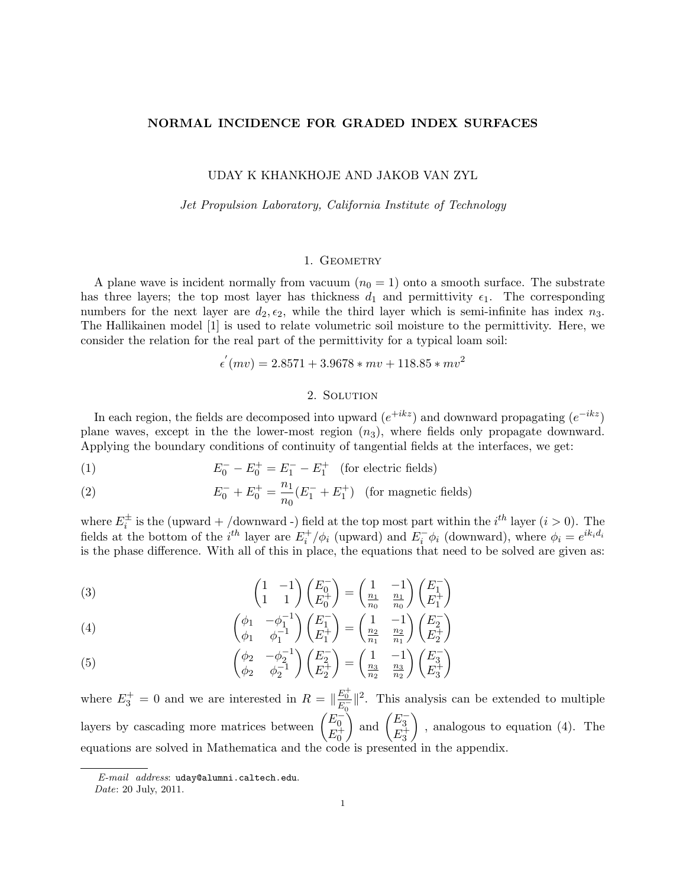# NORMAL INCIDENCE FOR GRADED INDEX SURFACES

UDAY K KHANKHOJE AND JAKOB VAN ZYL

*Jet Propulsion Laboratory, California Institute of Technology*

## 1. Geometry

A plane wave is incident normally from vacuum ($n_0 = 1$) onto a smooth surface. The substrate has three layers; the top most layer has thickness $d_1$ and permittivity $\epsilon_1$. The corresponding numbers for the next layer are $d_2, \epsilon_2$, while the third layer which is semi-infinite has index $n_3$. The Hallikainen model [1] is used to relate volumetric soil moisture to the permittivity. Here, we consider the relation for the real part of the permittivity for a typical loam soil:

$$\epsilon^{'}(mv) = 2.8571 + 3.9678 * mv + 118.85 * mv^2$$

## 2. Solution

In each region, the fields are decomposed into upward ($e^{+ikz}$) and downward propagating ($e^{-ikz}$) plane waves, except in the the lower-most region ($n_3$), where fields only propagate downward. Applying the boundary conditions of continuity of tangential fields at the interfaces, we get:

$$E_0^- - E_0^+ = E_1^- - E_1^+ \quad \text{(for electric fields)} \tag{1}$$

$$E_0^- + E_0^+ = \frac{n_1}{n_0}(E_1^- + E_1^+) \quad \text{(for magnetic fields)} \tag{2}$$

where $E_i^{\pm}$ is the (upward + /downward -) field at the top most part within the $i^{th}$ layer ($i > 0$). The fields at the bottom of the $i^{th}$ layer are $E_i^+/\phi_i$ (upward) and $E_i^-\phi_i$ (downward), where $\phi_i = e^{ik_id_i}$ is the phase difference. With all of this in place, the equations that need to be solved are given as:

$$\begin{pmatrix} 1 & -1 \\ 1 & 1 \end{pmatrix} \begin{pmatrix} E_0^- \\ E_0^+ \end{pmatrix} = \begin{pmatrix} 1 & -1 \\ \frac{n_1}{n_0} & \frac{n_1}{n_0} \end{pmatrix} \begin{pmatrix} E_1^- \\ E_1^+ \end{pmatrix} \tag{3}$$

$$\begin{pmatrix} \phi_1 & -\phi_1^{-1} \\ \phi_1 & \phi_1^{-1} \end{pmatrix} \begin{pmatrix} E_1^- \\ E_1^+ \end{pmatrix} = \begin{pmatrix} 1 & -1 \\ \frac{n_2}{n_1} & \frac{n_2}{n_1} \end{pmatrix} \begin{pmatrix} E_2^- \\ E_2^+ \end{pmatrix} \tag{4}$$

$$\begin{pmatrix} \phi_2 & -\phi_2^{-1} \\ \phi_2 & \phi_2^{-1} \end{pmatrix} \begin{pmatrix} E_2^- \\ E_2^+ \end{pmatrix} = \begin{pmatrix} 1 & -1 \\ \frac{n_3}{n_2} & \frac{n_3}{n_2} \end{pmatrix} \begin{pmatrix} E_3^- \\ E_3^+ \end{pmatrix} \tag{5}$$

where $E_3^+ = 0$ and we are interested in $R = \| \frac{E_0^+}{E_0^-} \|^2$. This analysis can be extended to multiple layers by cascading more matrices between $\begin{pmatrix} E_0^- \\ E_0^+ \end{pmatrix}$ and $\begin{pmatrix} E_3^- \\ E_3^+ \end{pmatrix}$, analogous to equation (4). The equations are solved in Mathematica and the code is presented in the appendix.

---

*E-mail address*: uday@alumni.caltech.edu.

*Date*: 20 July, 2011.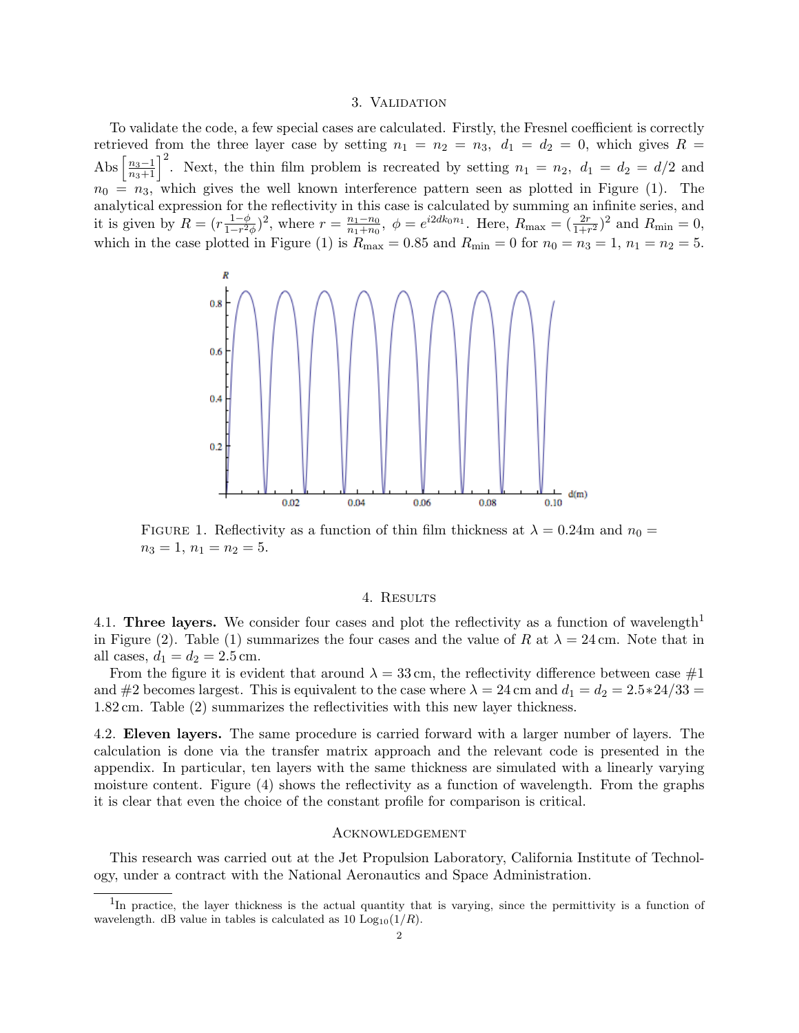## 3. Validation

To validate the code, a few special cases are calculated. Firstly, the Fresnel coefficient is correctly retrieved from the three layer case by setting $n_1 = n_2 = n_3$, $d_1 = d_2 = 0$, which gives $R = \text{Abs}\left[\frac{n_3-1}{n_3+1}\right]^2$. Next, the thin film problem is recreated by setting $n_1 = n_2$, $d_1 = d_2 = d/2$ and $n_0 = n_3$, which gives the well known interference pattern seen as plotted in Figure (1). The analytical expression for the reflectivity in this case is calculated by summing an infinite series, and it is given by $R = (r\frac{1-\phi}{1-r^2\phi})^2$, where $r = \frac{n_1-n_0}{n_1+n_0}$, $\phi = e^{i2dk_0n_1}$. Here, $R_{\text{max}} = (\frac{2r}{1+r^2})^2$ and $R_{\text{min}} = 0$, which in the case plotted in Figure (1) is $R_{\text{max}} = 0.85$ and $R_{\text{min}} = 0$ for $n_0 = n_3 = 1$, $n_1 = n_2 = 5$.

Figure 1. Reflectivity as a function of thin film thickness at $\lambda = 0.24$m and $n_0 = n_3 = 1$, $n_1 = n_2 = 5$.

## 4. Results

4.1. **Three layers.** We consider four cases and plot the reflectivity as a function of wavelength[1] in Figure (2). Table (1) summarizes the four cases and the value of $R$ at $\lambda = 24$ cm. Note that in all cases, $d_1 = d_2 = 2.5$ cm.

From the figure it is evident that around $\lambda = 33$ cm, the reflectivity difference between case #1 and #2 becomes largest. This is equivalent to the case where $\lambda = 24$ cm and $d_1 = d_2 = 2.5 * 24/33 = 1.82$ cm. Table (2) summarizes the reflectivities with this new layer thickness.

4.2. **Eleven layers.** The same procedure is carried forward with a larger number of layers. The calculation is done via the transfer matrix approach and the relevant code is presented in the appendix. In particular, ten layers with the same thickness are simulated with a linearly varying moisture content. Figure (4) shows the reflectivity as a function of wavelength. From the graphs it is clear that even the choice of the constant profile for comparison is critical.

### Acknowledgement

This research was carried out at the Jet Propulsion Laboratory, California Institute of Technology, under a contract with the National Aeronautics and Space Administration.

[1] In practice, the layer thickness is the actual quantity that is varying, since the permittivity is a function of wavelength. dB value in tables is calculated as $10 \text{ Log}_{10}(1/R)$.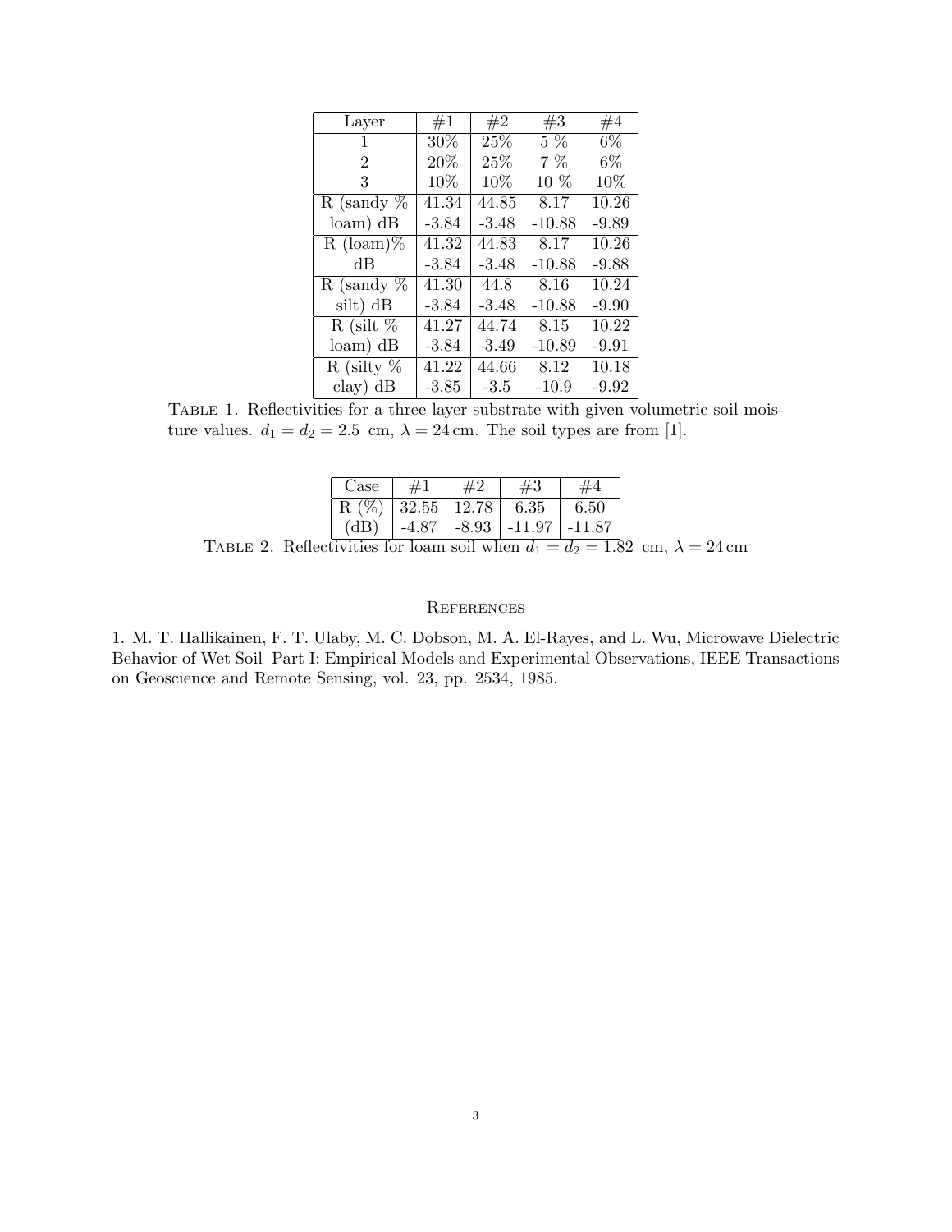| Layer | #1 | #2 | #3 | #4 |
|---|---|---|---|---|
| 1 | 30% | 25% | 5 % | 6% |
| 2 | 20% | 25% | 7 % | 6% |
| 3 | 10% | 10% | 10 % | 10% |
| R (sandy % | 41.34 | 44.85 | 8.17 | 10.26 |
| loam) dB | -3.84 | -3.48 | -10.88 | -9.89 |
| R (loam)% | 41.32 | 44.83 | 8.17 | 10.26 |
| dB | -3.84 | -3.48 | -10.88 | -9.88 |
| R (sandy % | 41.30 | 44.8 | 8.16 | 10.24 |
| silt) dB | -3.84 | -3.48 | -10.88 | -9.90 |
| R (silt % | 41.27 | 44.74 | 8.15 | 10.22 |
| loam) dB | -3.84 | -3.49 | -10.89 | -9.91 |
| R (silty % | 41.22 | 44.66 | 8.12 | 10.18 |
| clay) dB | -3.85 | -3.5 | -10.9 | -9.92 |

Table 1. Reflectivities for a three layer substrate with given volumetric soil moisture values. $d_1 = d_2 = 2.5$ cm, $\lambda = 24$ cm. The soil types are from [1].

| Case | #1 | #2 | #3 | #4 |
|---|---|---|---|---|
| R (%) | 32.55 | 12.78 | 6.35 | 6.50 |
| (dB) | -4.87 | -8.93 | -11.97 | -11.87 |

Table 2. Reflectivities for loam soil when $d_1 = d_2 = 1.82$ cm, $\lambda = 24$ cm

## References

1. M. T. Hallikainen, F. T. Ulaby, M. C. Dobson, M. A. El-Rayes, and L. Wu, Microwave Dielectric Behavior of Wet Soil Part I: Empirical Models and Experimental Observations, IEEE Transactions on Geoscience and Remote Sensing, vol. 23, pp. 2534, 1985.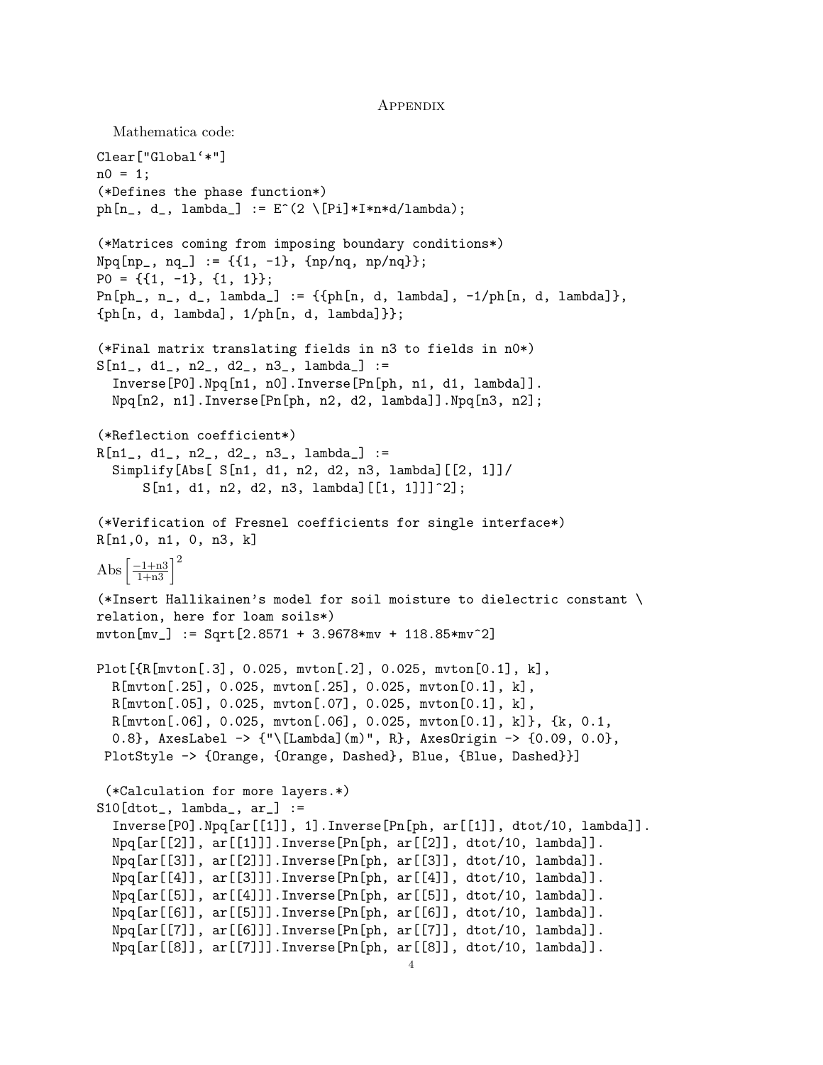# Appendix

Mathematica code:

```
Clear["Global`*"]
n0 = 1;
(*Defines the phase function*)
ph[n_, d_, lambda_] := E^(2 \[Pi]*I*n*d/lambda);

(*Matrices coming from imposing boundary conditions*)
Npq[np_, nq_] := {{1, -1}, {np/nq, np/nq}};
P0 = {{1, -1}, {1, 1}};
Pn[ph_, n_, d_, lambda_] := {{ph[n, d, lambda], -1/ph[n, d, lambda]},
{ph[n, d, lambda], 1/ph[n, d, lambda]}};

(*Final matrix translating fields in n3 to fields in n0*)
S[n1_, d1_, n2_, d2_, n3_, lambda_] :=
  Inverse[P0].Npq[n1, n0].Inverse[Pn[ph, n1, d1, lambda]].
  Npq[n2, n1].Inverse[Pn[ph, n2, d2, lambda]].Npq[n3, n2];

(*Reflection coefficient*)
R[n1_, d1_, n2_, d2_, n3_, lambda_] :=
  Simplify[Abs[ S[n1, d1, n2, d2, n3, lambda][[2, 1]]/
      S[n1, d1, n2, d2, n3, lambda][[1, 1]]]^2];

(*Verification of Fresnel coefficients for single interface*)
R[n1,0, n1, 0, n3, k]
```

$\text{Abs}\left[\frac{-1+\text{n3}}{1+\text{n3}}\right]^2$

```
(*Insert Hallikainen's model for soil moisture to dielectric constant \
relation, here for loam soils*)
mvton[mv_] := Sqrt[2.8571 + 3.9678*mv + 118.85*mv^2]

Plot[{R[mvton[.3], 0.025, mvton[.2], 0.025, mvton[0.1], k],
  R[mvton[.25], 0.025, mvton[.25], 0.025, mvton[0.1], k],
  R[mvton[.05], 0.025, mvton[.07], 0.025, mvton[0.1], k],
  R[mvton[.06], 0.025, mvton[.06], 0.025, mvton[0.1], k]}, {k, 0.1,
  0.8}, AxesLabel -> {"\[Lambda](m)", R}, AxesOrigin -> {0.09, 0.0},
 PlotStyle -> {Orange, {Orange, Dashed}, Blue, {Blue, Dashed}}]

 (*Calculation for more layers.*)
S10[dtot_, lambda_, ar_] :=
  Inverse[P0].Npq[ar[[1]], 1].Inverse[Pn[ph, ar[[1]], dtot/10, lambda]].
  Npq[ar[[2]], ar[[1]]].Inverse[Pn[ph, ar[[2]], dtot/10, lambda]].
  Npq[ar[[3]], ar[[2]]].Inverse[Pn[ph, ar[[3]], dtot/10, lambda]].
  Npq[ar[[4]], ar[[3]]].Inverse[Pn[ph, ar[[4]], dtot/10, lambda]].
  Npq[ar[[5]], ar[[4]]].Inverse[Pn[ph, ar[[5]], dtot/10, lambda]].
  Npq[ar[[6]], ar[[5]]].Inverse[Pn[ph, ar[[6]], dtot/10, lambda]].
  Npq[ar[[7]], ar[[6]]].Inverse[Pn[ph, ar[[7]], dtot/10, lambda]].
  Npq[ar[[8]], ar[[7]]].Inverse[Pn[ph, ar[[8]], dtot/10, lambda]].
```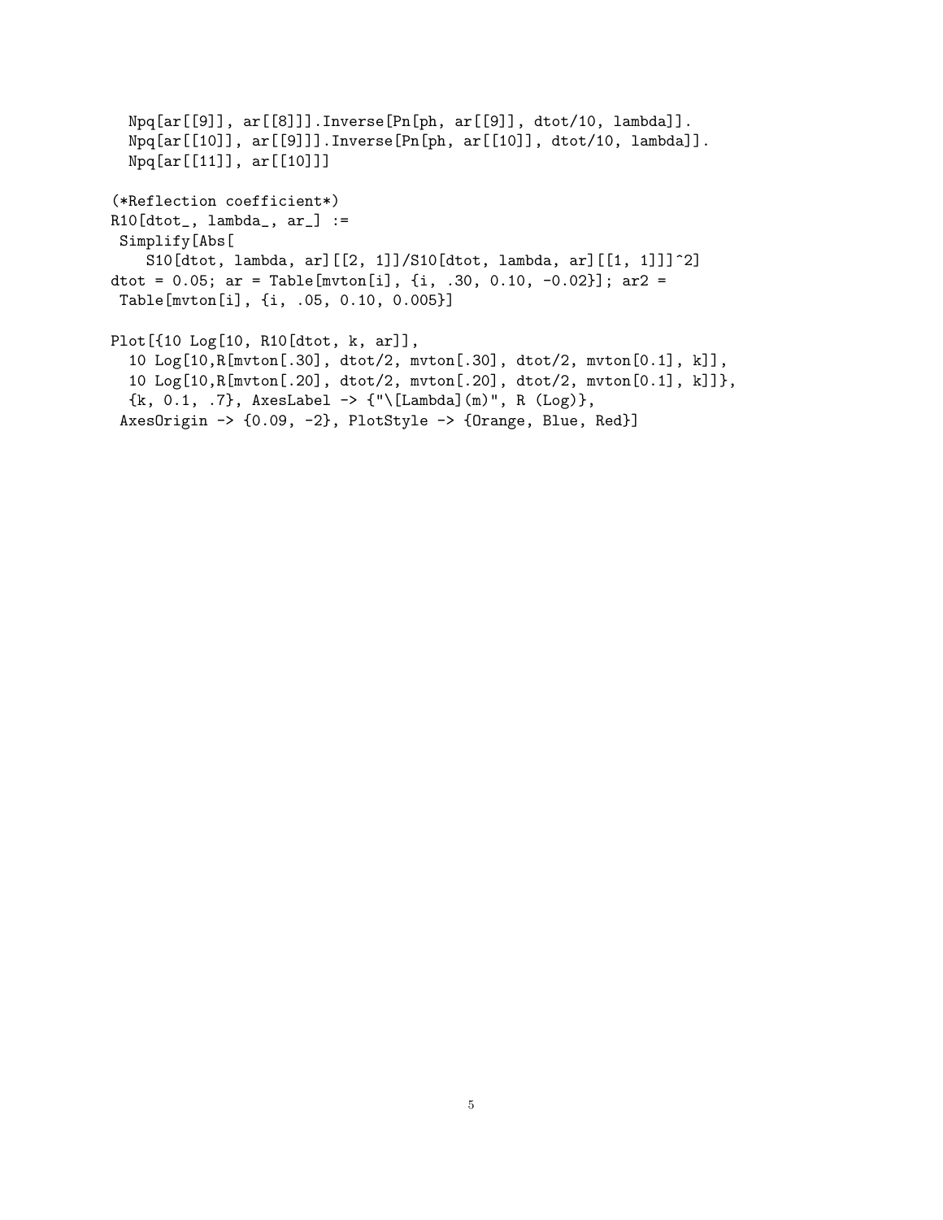```
  Npq[ar[[9]], ar[[8]]].Inverse[Pn[ph, ar[[9]], dtot/10, lambda]].
  Npq[ar[[10]], ar[[9]]].Inverse[Pn[ph, ar[[10]], dtot/10, lambda]].
  Npq[ar[[11]], ar[[10]]]

(*Reflection coefficient*)
R10[dtot_, lambda_, ar_] :=
 Simplify[Abs[
    S10[dtot, lambda, ar][[2, 1]]/S10[dtot, lambda, ar][[1, 1]]]^2]
dtot = 0.05; ar = Table[mvton[i], {i, .30, 0.10, -0.02}]; ar2 =
 Table[mvton[i], {i, .05, 0.10, 0.005}]

Plot[{10 Log[10, R10[dtot, k, ar]],
  10 Log[10,R[mvton[.30], dtot/2, mvton[.30], dtot/2, mvton[0.1], k]],
  10 Log[10,R[mvton[.20], dtot/2, mvton[.20], dtot/2, mvton[0.1], k]]},
  {k, 0.1, .7}, AxesLabel -> {"\[Lambda](m)", R (Log)},
 AxesOrigin -> {0.09, -2}, PlotStyle -> {Orange, Blue, Red}]
```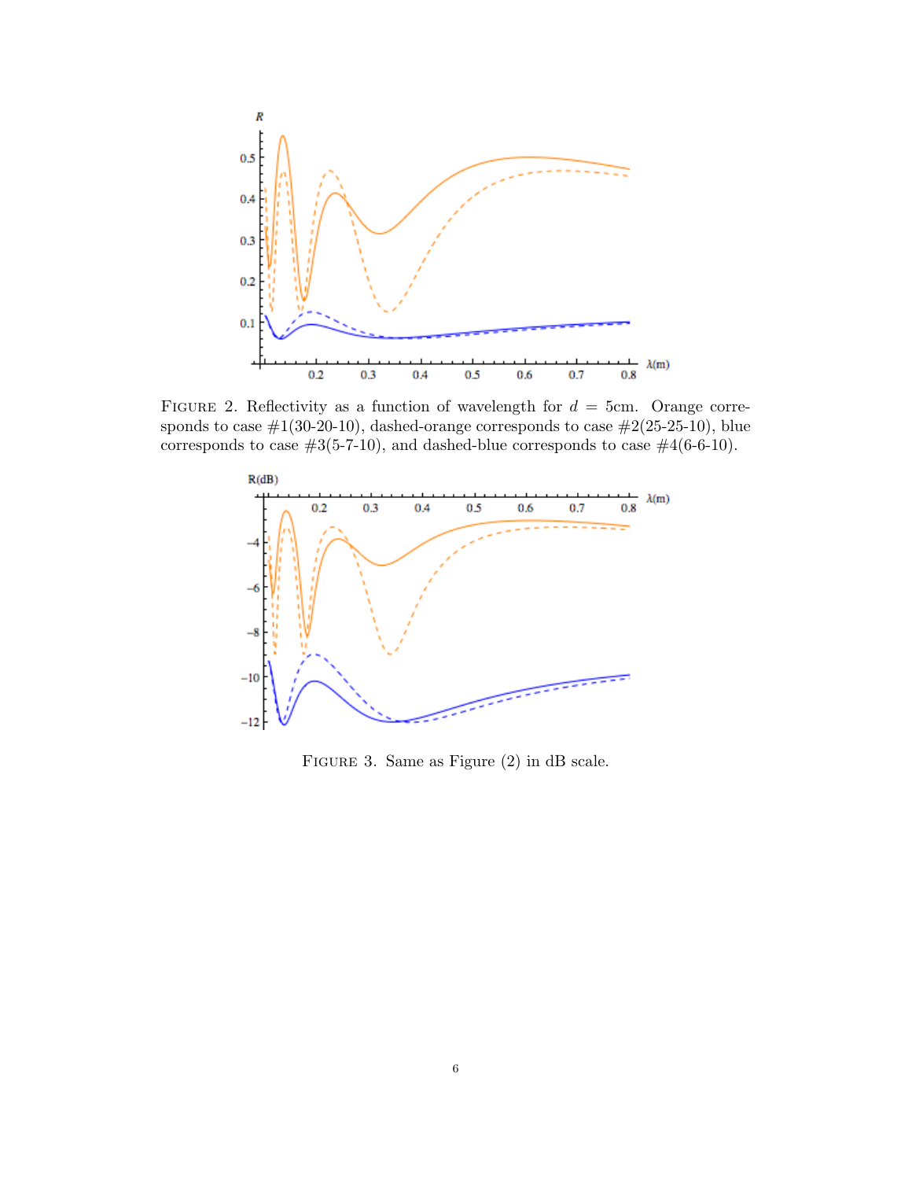Figure 2. Reflectivity as a function of wavelength for $d$ = 5cm. Orange corresponds to case #1(30-20-10), dashed-orange corresponds to case #2(25-25-10), blue corresponds to case #3(5-7-10), and dashed-blue corresponds to case #4(6-6-10).

Figure 3. Same as Figure (2) in dB scale.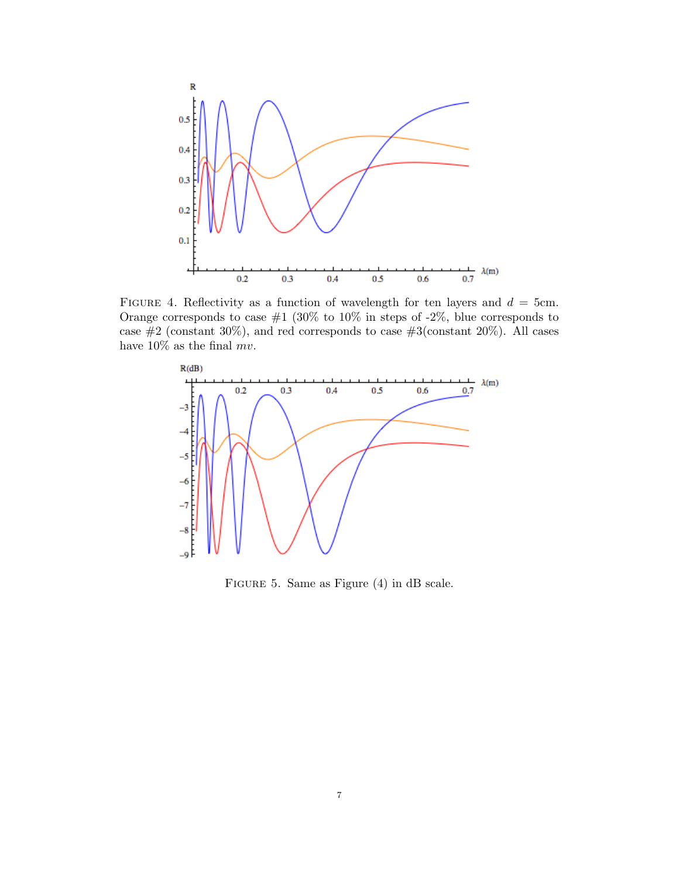R

0.5

0.4

0.3

0.2

0.1

0.2 0.3 0.4 0.5 0.6 0.7 λ(m)

FIGURE 4. Reflectivity as a function of wavelength for ten layers and $d$ = 5cm. Orange corresponds to case #1 (30% to 10% in steps of -2%, blue corresponds to case #2 (constant 30%), and red corresponds to case #3(constant 20%). All cases have 10% as the final $mv$.

R(dB)

0.2 0.3 0.4 0.5 0.6 0.7 λ(m)

−3

−4

−5

−6

−7

−8

−9

FIGURE 5. Same as Figure (4) in dB scale.